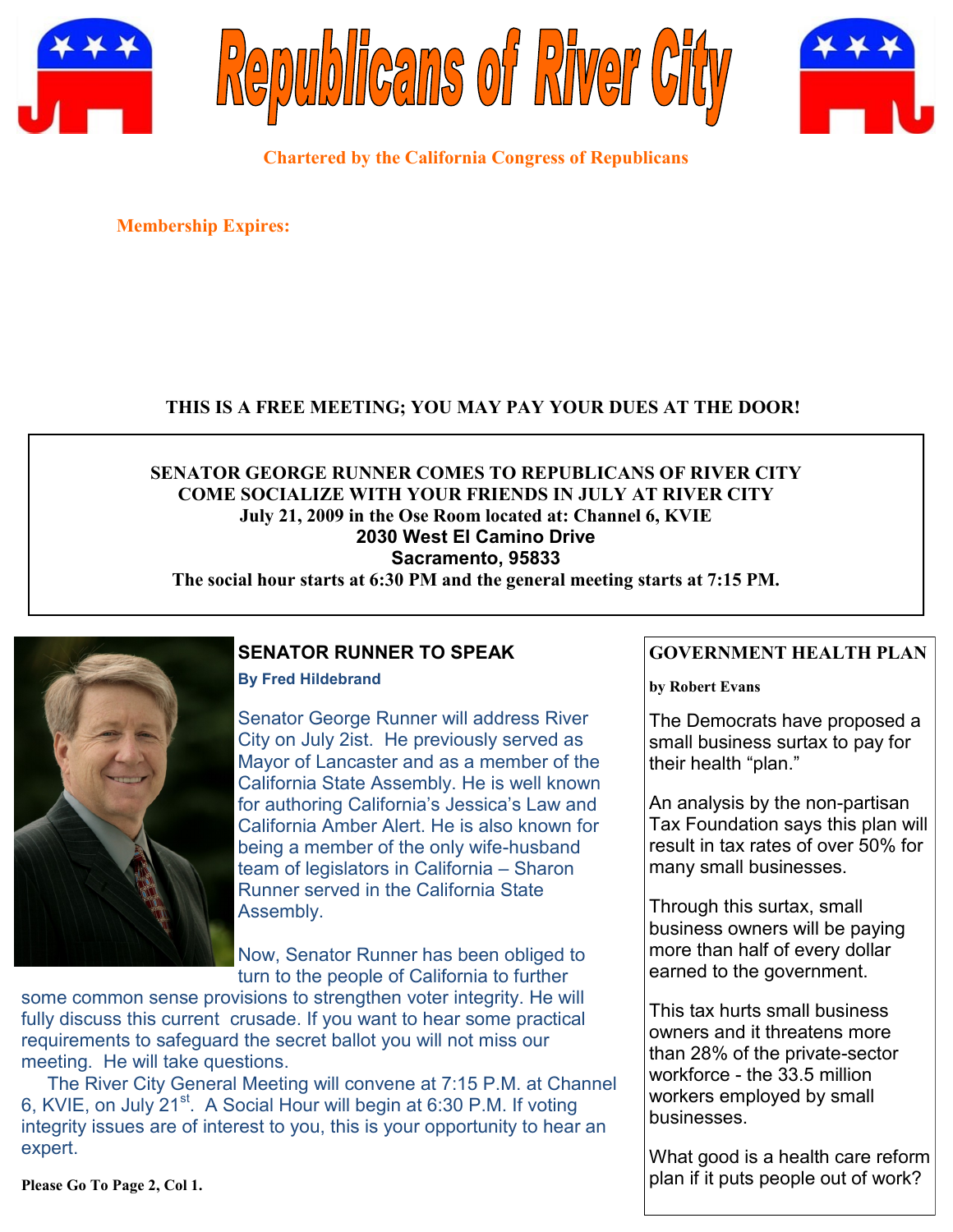# Republicans of River City

**Chartered by the California Congress of Republicans**

**Membership Expires:**

**THIS IS A FREE MEETING; YOU MAY PAY YOUR DUES AT THE DOOR!**

**SENATOR GEORGE RUNNER COMES TO REPUBLICANS OF RIVER CITY**
**COME SOCIALIZE WITH YOUR FRIENDS IN JULY AT RIVER CITY**
**July 21, 2009 in the Ose Room located at: Channel 6, KVIE**
**2030 West El Camino Drive**
**Sacramento, 95833**
**The social hour starts at 6:30 PM and the general meeting starts at 7:15 PM.**

## SENATOR RUNNER TO SPEAK

**By Fred Hildebrand**

Senator George Runner will address River City on July 2ist. He previously served as Mayor of Lancaster and as a member of the California State Assembly. He is well known for authoring California's Jessica's Law and California Amber Alert. He is also known for being a member of the only wife-husband team of legislators in California – Sharon Runner served in the California State Assembly.

Now, Senator Runner has been obliged to turn to the people of California to further some common sense provisions to strengthen voter integrity. He will fully discuss this current crusade. If you want to hear some practical requirements to safeguard the secret ballot you will not miss our meeting. He will take questions.

The River City General Meeting will convene at 7:15 P.M. at Channel 6, KVIE, on July 21st. A Social Hour will begin at 6:30 P.M. If voting integrity issues are of interest to you, this is your opportunity to hear an expert.

**Please Go To Page 2, Col 1.**

## GOVERNMENT HEALTH PLAN

**by Robert Evans**

The Democrats have proposed a small business surtax to pay for their health "plan."

An analysis by the non-partisan Tax Foundation says this plan will result in tax rates of over 50% for many small businesses.

Through this surtax, small business owners will be paying more than half of every dollar earned to the government.

This tax hurts small business owners and it threatens more than 28% of the private-sector workforce - the 33.5 million workers employed by small businesses.

What good is a health care reform plan if it puts people out of work?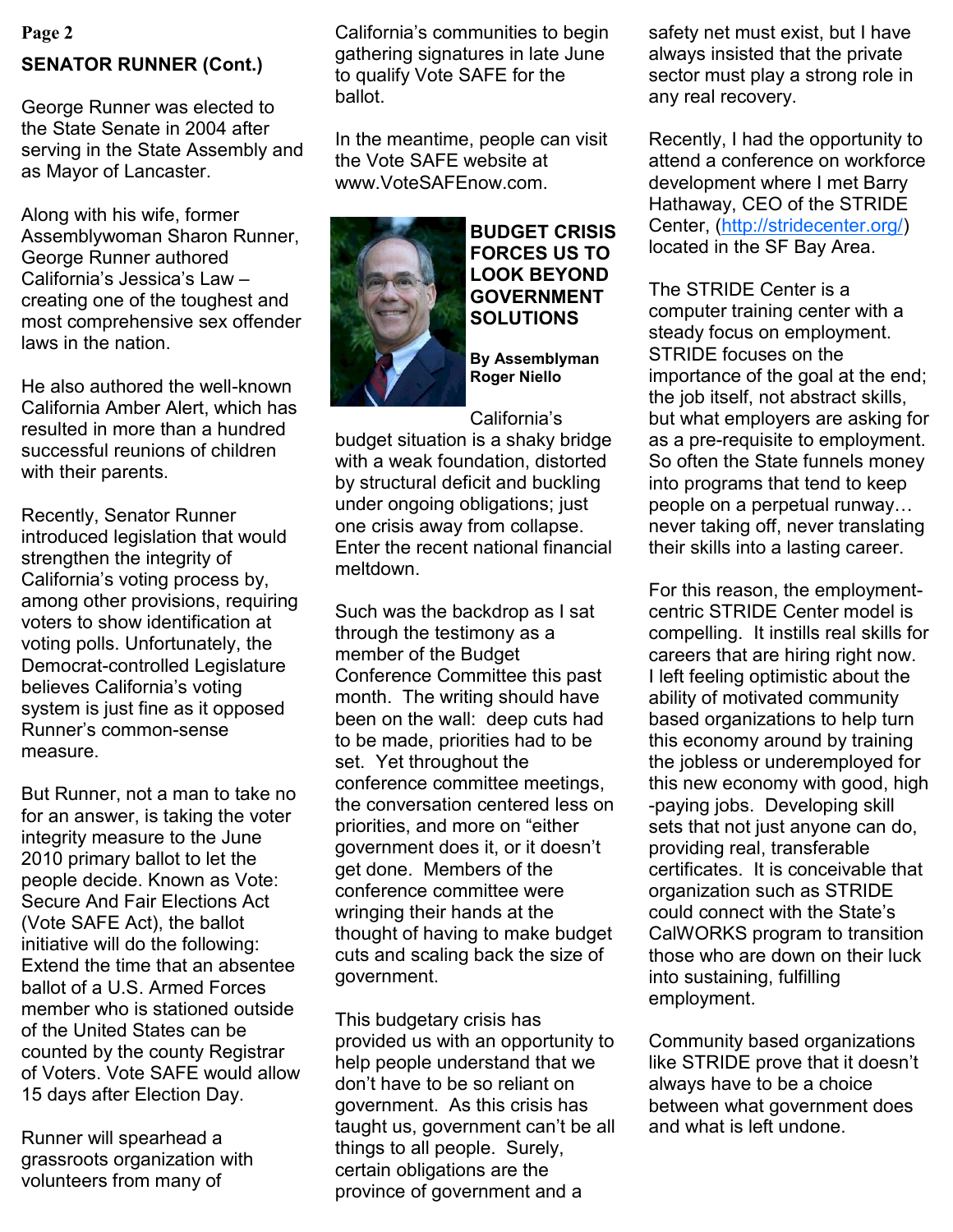## SENATOR RUNNER (Cont.)

George Runner was elected to the State Senate in 2004 after serving in the State Assembly and as Mayor of Lancaster.

Along with his wife, former Assemblywoman Sharon Runner, George Runner authored California's Jessica's Law – creating one of the toughest and most comprehensive sex offender laws in the nation.

He also authored the well-known California Amber Alert, which has resulted in more than a hundred successful reunions of children with their parents.

Recently, Senator Runner introduced legislation that would strengthen the integrity of California's voting process by, among other provisions, requiring voters to show identification at voting polls. Unfortunately, the Democrat-controlled Legislature believes California's voting system is just fine as it opposed Runner's common-sense measure.

But Runner, not a man to take no for an answer, is taking the voter integrity measure to the June 2010 primary ballot to let the people decide. Known as Vote: Secure And Fair Elections Act (Vote SAFE Act), the ballot initiative will do the following: Extend the time that an absentee ballot of a U.S. Armed Forces member who is stationed outside of the United States can be counted by the county Registrar of Voters. Vote SAFE would allow 15 days after Election Day.

Runner will spearhead a grassroots organization with volunteers from many of California's communities to begin gathering signatures in late June to qualify Vote SAFE for the ballot.

In the meantime, people can visit the Vote SAFE website at www.VoteSAFEnow.com.

## BUDGET CRISIS FORCES US TO LOOK BEYOND GOVERNMENT SOLUTIONS

**By Assemblyman Roger Niello**

California's budget situation is a shaky bridge with a weak foundation, distorted by structural deficit and buckling under ongoing obligations; just one crisis away from collapse. Enter the recent national financial meltdown.

Such was the backdrop as I sat through the testimony as a member of the Budget Conference Committee this past month. The writing should have been on the wall: deep cuts had to be made, priorities had to be set. Yet throughout the conference committee meetings, the conversation centered less on priorities, and more on "either government does it, or it doesn't get done. Members of the conference committee were wringing their hands at the thought of having to make budget cuts and scaling back the size of government.

This budgetary crisis has provided us with an opportunity to help people understand that we don't have to be so reliant on government. As this crisis has taught us, government can't be all things to all people. Surely, certain obligations are the province of government and a safety net must exist, but I have always insisted that the private sector must play a strong role in any real recovery.

Recently, I had the opportunity to attend a conference on workforce development where I met Barry Hathaway, CEO of the STRIDE Center, (http://stridecenter.org/) located in the SF Bay Area.

The STRIDE Center is a computer training center with a steady focus on employment. STRIDE focuses on the importance of the goal at the end; the job itself, not abstract skills, but what employers are asking for as a pre-requisite to employment. So often the State funnels money into programs that tend to keep people on a perpetual runway… never taking off, never translating their skills into a lasting career.

For this reason, the employment-centric STRIDE Center model is compelling. It instills real skills for careers that are hiring right now. I left feeling optimistic about the ability of motivated community based organizations to help turn this economy around by training the jobless or underemployed for this new economy with good, high-paying jobs. Developing skill sets that not just anyone can do, providing real, transferable certificates. It is conceivable that organization such as STRIDE could connect with the State's CalWORKS program to transition those who are down on their luck into sustaining, fulfilling employment.

Community based organizations like STRIDE prove that it doesn't always have to be a choice between what government does and what is left undone.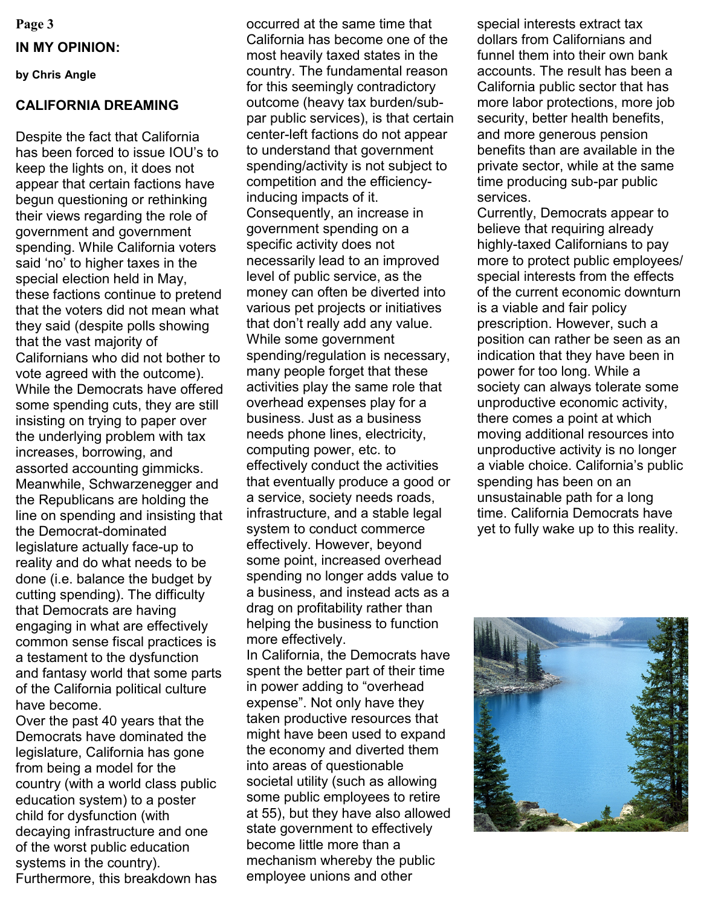## IN MY OPINION:

**by Chris Angle**

### CALIFORNIA DREAMING

Despite the fact that California has been forced to issue IOU's to keep the lights on, it does not appear that certain factions have begun questioning or rethinking their views regarding the role of government and government spending. While California voters said 'no' to higher taxes in the special election held in May, these factions continue to pretend that the voters did not mean what they said (despite polls showing that the vast majority of Californians who did not bother to vote agreed with the outcome). While the Democrats have offered some spending cuts, they are still insisting on trying to paper over the underlying problem with tax increases, borrowing, and assorted accounting gimmicks. Meanwhile, Schwarzenegger and the Republicans are holding the line on spending and insisting that the Democrat-dominated legislature actually face-up to reality and do what needs to be done (i.e. balance the budget by cutting spending). The difficulty that Democrats are having engaging in what are effectively common sense fiscal practices is a testament to the dysfunction and fantasy world that some parts of the California political culture have become.

Over the past 40 years that the Democrats have dominated the legislature, California has gone from being a model for the country (with a world class public education system) to a poster child for dysfunction (with decaying infrastructure and one of the worst public education systems in the country). Furthermore, this breakdown has occurred at the same time that California has become one of the most heavily taxed states in the country. The fundamental reason for this seemingly contradictory outcome (heavy tax burden/sub-par public services), is that certain center-left factions do not appear to understand that government spending/activity is not subject to competition and the efficiency-inducing impacts of it. Consequently, an increase in government spending on a specific activity does not necessarily lead to an improved level of public service, as the money can often be diverted into various pet projects or initiatives that don't really add any value. While some government spending/regulation is necessary, many people forget that these activities play the same role that overhead expenses play for a business. Just as a business needs phone lines, electricity, computing power, etc. to effectively conduct the activities that eventually produce a good or a service, society needs roads, infrastructure, and a stable legal system to conduct commerce effectively. However, beyond some point, increased overhead spending no longer adds value to a business, and instead acts as a drag on profitability rather than helping the business to function more effectively.

In California, the Democrats have spent the better part of their time in power adding to "overhead expense". Not only have they taken productive resources that might have been used to expand the economy and diverted them into areas of questionable societal utility (such as allowing some public employees to retire at 55), but they have also allowed state government to effectively become little more than a mechanism whereby the public employee unions and other special interests extract tax dollars from Californians and funnel them into their own bank accounts. The result has been a California public sector that has more labor protections, more job security, better health benefits, and more generous pension benefits than are available in the private sector, while at the same time producing sub-par public services.

Currently, Democrats appear to believe that requiring already highly-taxed Californians to pay more to protect public employees/ special interests from the effects of the current economic downturn is a viable and fair policy prescription. However, such a position can rather be seen as an indication that they have been in power for too long. While a society can always tolerate some unproductive economic activity, there comes a point at which moving additional resources into unproductive activity is no longer a viable choice. California's public spending has been on an unsustainable path for a long time. California Democrats have yet to fully wake up to this reality.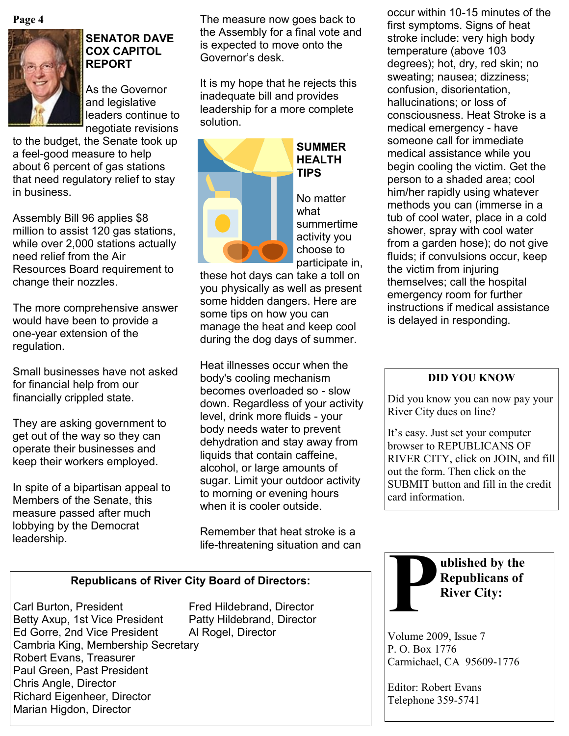## SENATOR DAVE COX CAPITOL REPORT

As the Governor and legislative leaders continue to negotiate revisions to the budget, the Senate took up a feel-good measure to help about 6 percent of gas stations that need regulatory relief to stay in business.

Assembly Bill 96 applies $8 million to assist 120 gas stations, while over 2,000 stations actually need relief from the Air Resources Board requirement to change their nozzles.

The more comprehensive answer would have been to provide a one-year extension of the regulation.

Small businesses have not asked for financial help from our financially crippled state.

They are asking government to get out of the way so they can operate their businesses and keep their workers employed.

In spite of a bipartisan appeal to Members of the Senate, this measure passed after much lobbying by the Democrat leadership.

The measure now goes back to the Assembly for a final vote and is expected to move onto the Governor's desk.

It is my hope that he rejects this inadequate bill and provides leadership for a more complete solution.

## SUMMER HEALTH TIPS

No matter what summertime activity you choose to participate in, these hot days can take a toll on you physically as well as present some hidden dangers. Here are some tips on how you can manage the heat and keep cool during the dog days of summer.

Heat illnesses occur when the body's cooling mechanism becomes overloaded so - slow down. Regardless of your activity level, drink more fluids - your body needs water to prevent dehydration and stay away from liquids that contain caffeine, alcohol, or large amounts of sugar. Limit your outdoor activity to morning or evening hours when it is cooler outside.

Remember that heat stroke is a life-threatening situation and can occur within 10-15 minutes of the first symptoms. Signs of heat stroke include: very high body temperature (above 103 degrees); hot, dry, red skin; no sweating; nausea; dizziness; confusion, disorientation, hallucinations; or loss of consciousness. Heat Stroke is a medical emergency - have someone call for immediate medical assistance while you begin cooling the victim. Get the person to a shaded area; cool him/her rapidly using whatever methods you can (immerse in a tub of cool water, place in a cold shower, spray with cool water from a garden hose); do not give fluids; if convulsions occur, keep the victim from injuring themselves; call the hospital emergency room for further instructions if medical assistance is delayed in responding.

### DID YOU KNOW

Did you know you can now pay your River City dues on line?

It's easy. Just set your computer browser to REPUBLICANS OF RIVER CITY, click on JOIN, and fill out the form. Then click on the SUBMIT button and fill in the credit card information.

### Republicans of River City Board of Directors:

Carl Burton, President
Betty Axup, 1st Vice President
Ed Gorre, 2nd Vice President
Cambria King, Membership Secretary
Robert Evans, Treasurer
Paul Green, Past President
Chris Angle, Director
Richard Eigenheer, Director
Marian Higdon, Director
Fred Hildebrand, Director
Patty Hildebrand, Director
Al Rogel, Director

### Published by the Republicans of River City:

Volume 2009, Issue 7
P. O. Box 1776
Carmichael, CA 95609-1776

Editor: Robert Evans
Telephone 359-5741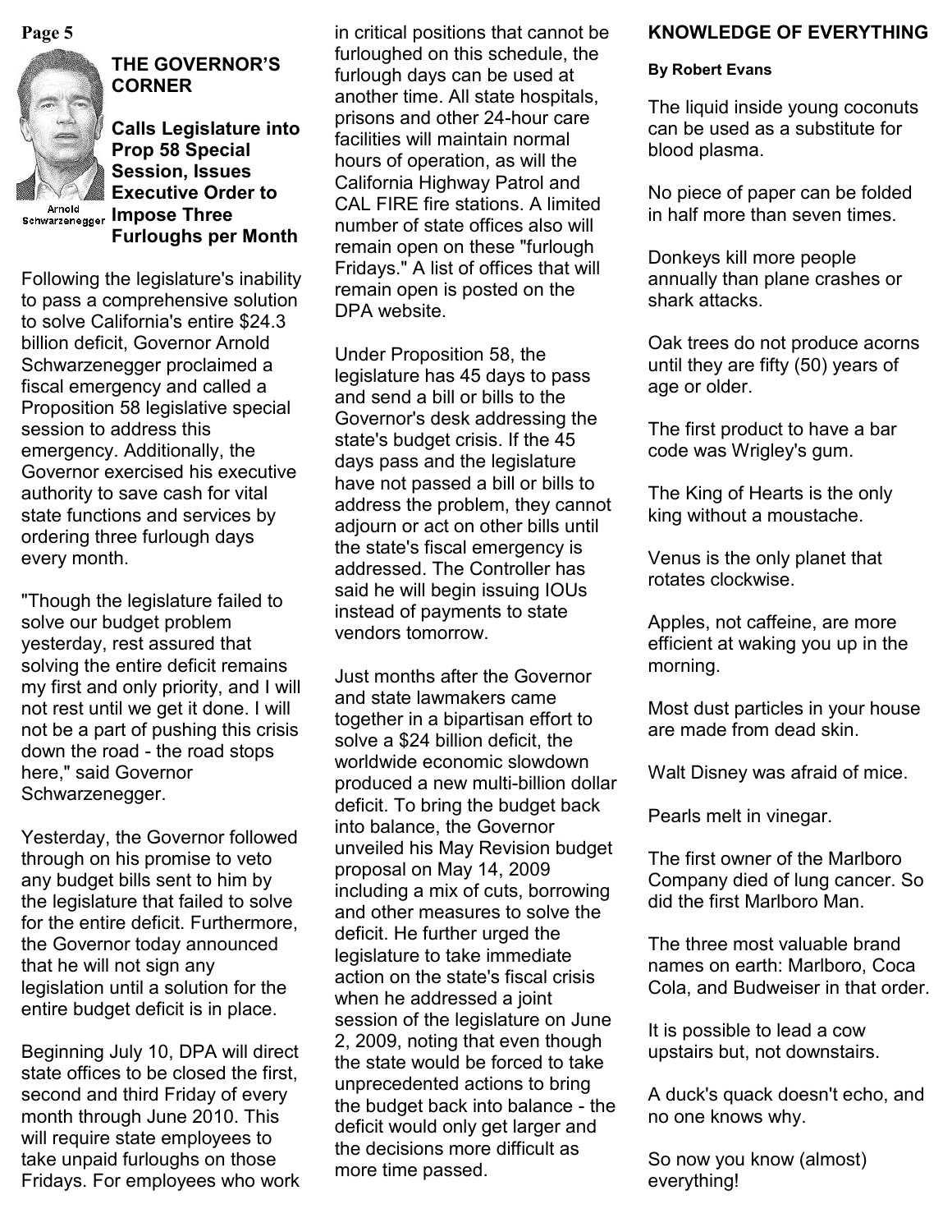## THE GOVERNOR'S CORNER

### Calls Legislature into Prop 58 Special Session, Issues Executive Order to Impose Three Furloughs per Month

Arnold Schwarzenegger

Following the legislature's inability to pass a comprehensive solution to solve California's entire $24.3 billion deficit, Governor Arnold Schwarzenegger proclaimed a fiscal emergency and called a Proposition 58 legislative special session to address this emergency. Additionally, the Governor exercised his executive authority to save cash for vital state functions and services by ordering three furlough days every month.

"Though the legislature failed to solve our budget problem yesterday, rest assured that solving the entire deficit remains my first and only priority, and I will not rest until we get it done. I will not be a part of pushing this crisis down the road - the road stops here," said Governor Schwarzenegger.

Yesterday, the Governor followed through on his promise to veto any budget bills sent to him by the legislature that failed to solve for the entire deficit. Furthermore, the Governor today announced that he will not sign any legislation until a solution for the entire budget deficit is in place.

Beginning July 10, DPA will direct state offices to be closed the first, second and third Friday of every month through June 2010. This will require state employees to take unpaid furloughs on those Fridays. For employees who work in critical positions that cannot be furloughed on this schedule, the furlough days can be used at another time. All state hospitals, prisons and other 24-hour care facilities will maintain normal hours of operation, as will the California Highway Patrol and CAL FIRE fire stations. A limited number of state offices also will remain open on these "furlough Fridays." A list of offices that will remain open is posted on the DPA website.

Under Proposition 58, the legislature has 45 days to pass and send a bill or bills to the Governor's desk addressing the state's budget crisis. If the 45 days pass and the legislature have not passed a bill or bills to address the problem, they cannot adjourn or act on other bills until the state's fiscal emergency is addressed. The Controller has said he will begin issuing IOUs instead of payments to state vendors tomorrow.

Just months after the Governor and state lawmakers came together in a bipartisan effort to solve a $24 billion deficit, the worldwide economic slowdown produced a new multi-billion dollar deficit. To bring the budget back into balance, the Governor unveiled his May Revision budget proposal on May 14, 2009 including a mix of cuts, borrowing and other measures to solve the deficit. He further urged the legislature to take immediate action on the state's fiscal crisis when he addressed a joint session of the legislature on June 2, 2009, noting that even though the state would be forced to take unprecedented actions to bring the budget back into balance - the deficit would only get larger and the decisions more difficult as more time passed.

## KNOWLEDGE OF EVERYTHING

**By Robert Evans**

The liquid inside young coconuts can be used as a substitute for blood plasma.

No piece of paper can be folded in half more than seven times.

Donkeys kill more people annually than plane crashes or shark attacks.

Oak trees do not produce acorns until they are fifty (50) years of age or older.

The first product to have a bar code was Wrigley's gum.

The King of Hearts is the only king without a moustache.

Venus is the only planet that rotates clockwise.

Apples, not caffeine, are more efficient at waking you up in the morning.

Most dust particles in your house are made from dead skin.

Walt Disney was afraid of mice.

Pearls melt in vinegar.

The first owner of the Marlboro Company died of lung cancer. So did the first Marlboro Man.

The three most valuable brand names on earth: Marlboro, Coca Cola, and Budweiser in that order.

It is possible to lead a cow upstairs but, not downstairs.

A duck's quack doesn't echo, and no one knows why.

So now you know (almost) everything!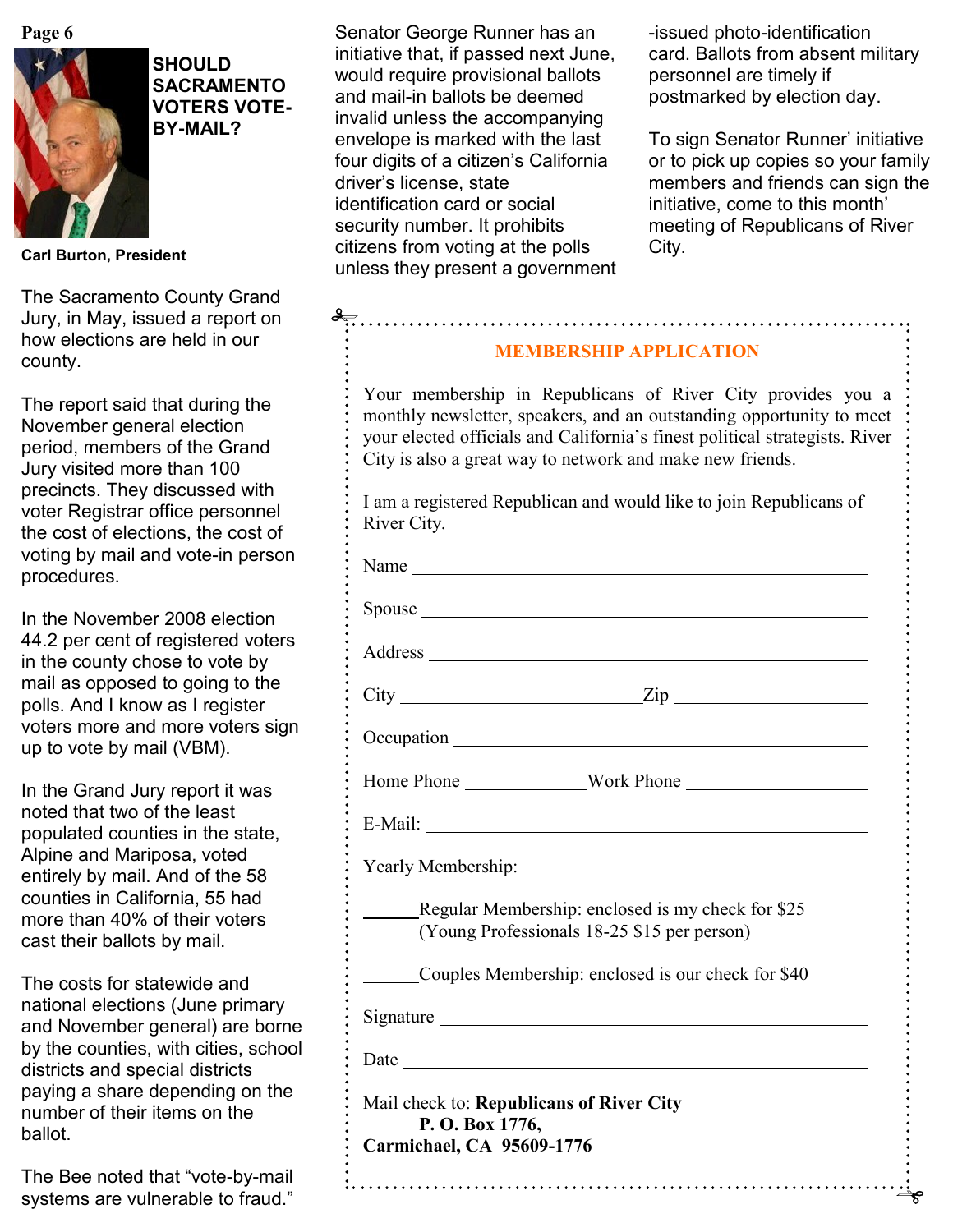## SHOULD SACRAMENTO VOTERS VOTE-BY-MAIL?

**Carl Burton, President**

The Sacramento County Grand Jury, in May, issued a report on how elections are held in our county.

The report said that during the November general election period, members of the Grand Jury visited more than 100 precincts. They discussed with voter Registrar office personnel the cost of elections, the cost of voting by mail and vote-in person procedures.

In the November 2008 election 44.2 per cent of registered voters in the county chose to vote by mail as opposed to going to the polls. And I know as I register voters more and more voters sign up to vote by mail (VBM).

In the Grand Jury report it was noted that two of the least populated counties in the state, Alpine and Mariposa, voted entirely by mail. And of the 58 counties in California, 55 had more than 40% of their voters cast their ballots by mail.

The costs for statewide and national elections (June primary and November general) are borne by the counties, with cities, school districts and special districts paying a share depending on the number of their items on the ballot.

The Bee noted that "vote-by-mail systems are vulnerable to fraud."

Senator George Runner has an initiative that, if passed next June, would require provisional ballots and mail-in ballots be deemed invalid unless the accompanying envelope is marked with the last four digits of a citizen's California driver's license, state identification card or social security number. It prohibits citizens from voting at the polls unless they present a government-issued photo-identification card. Ballots from absent military personnel are timely if postmarked by election day.

To sign Senator Runner' initiative or to pick up copies so your family members and friends can sign the initiative, come to this month' meeting of Republicans of River City.

---

### MEMBERSHIP APPLICATION

Your membership in Republicans of River City provides you a monthly newsletter, speakers, and an outstanding opportunity to meet your elected officials and California's finest political strategists. River City is also a great way to network and make new friends.

I am a registered Republican and would like to join Republicans of River City.

Name ______________________________

Spouse ______________________________

Address ______________________________

City ____________________ Zip ______________

Occupation ______________________________

Home Phone ____________ Work Phone ______________

E-Mail: ______________________________

Yearly Membership:

_____Regular Membership: enclosed is my check for $25
(Young Professionals 18-25 $15 per person)

_____Couples Membership: enclosed is our check for $40

Signature ______________________________

Date ______________________________

Mail check to: **Republicans of River City**
**P. O. Box 1776,**
**Carmichael, CA 95609-1776**